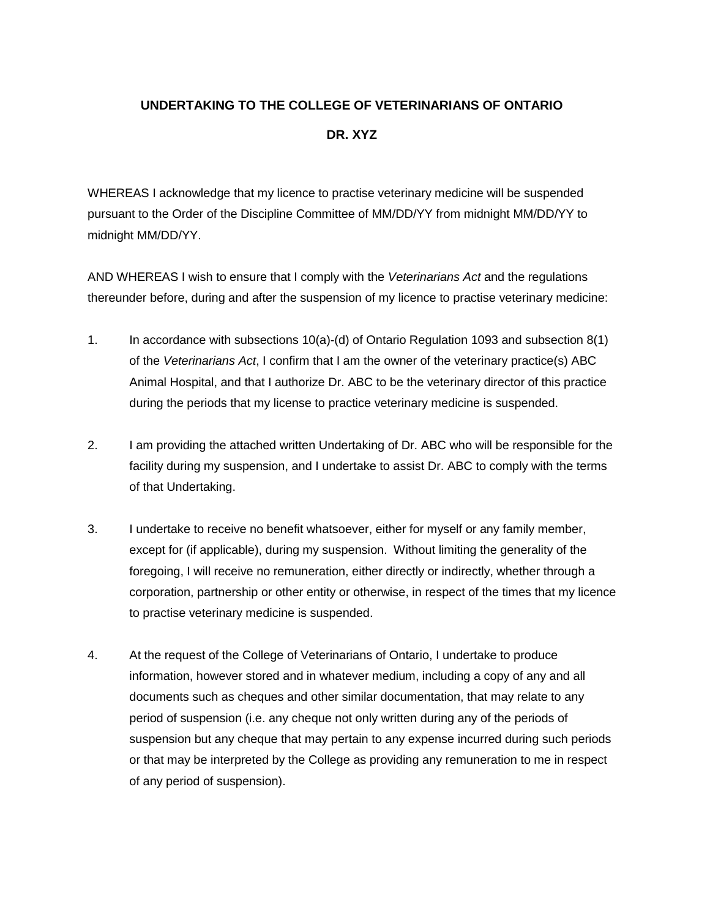**UNDERTAKING TO THE COLLEGE OF VETERINARIANS OF ONTARIO**

**DR. XYZ**

WHEREAS I acknowledge that my licence to practise veterinary medicine will be suspended pursuant to the Order of the Discipline Committee of MM/DD/YY from midnight MM/DD/YY to midnight MM/DD/YY.

AND WHEREAS I wish to ensure that I comply with the *Veterinarians Act* and the regulations thereunder before, during and after the suspension of my licence to practise veterinary medicine:

1. In accordance with subsections 10(a)-(d) of Ontario Regulation 1093 and subsection 8(1) of the *Veterinarians Act*, I confirm that I am the owner of the veterinary practice(s) ABC Animal Hospital, and that I authorize Dr. ABC to be the veterinary director of this practice during the periods that my license to practice veterinary medicine is suspended.

2. I am providing the attached written Undertaking of Dr. ABC who will be responsible for the facility during my suspension, and I undertake to assist Dr. ABC to comply with the terms of that Undertaking.

3. I undertake to receive no benefit whatsoever, either for myself or any family member, except for (if applicable), during my suspension. Without limiting the generality of the foregoing, I will receive no remuneration, either directly or indirectly, whether through a corporation, partnership or other entity or otherwise, in respect of the times that my licence to practise veterinary medicine is suspended.

4. At the request of the College of Veterinarians of Ontario, I undertake to produce information, however stored and in whatever medium, including a copy of any and all documents such as cheques and other similar documentation, that may relate to any period of suspension (i.e. any cheque not only written during any of the periods of suspension but any cheque that may pertain to any expense incurred during such periods or that may be interpreted by the College as providing any remuneration to me in respect of any period of suspension).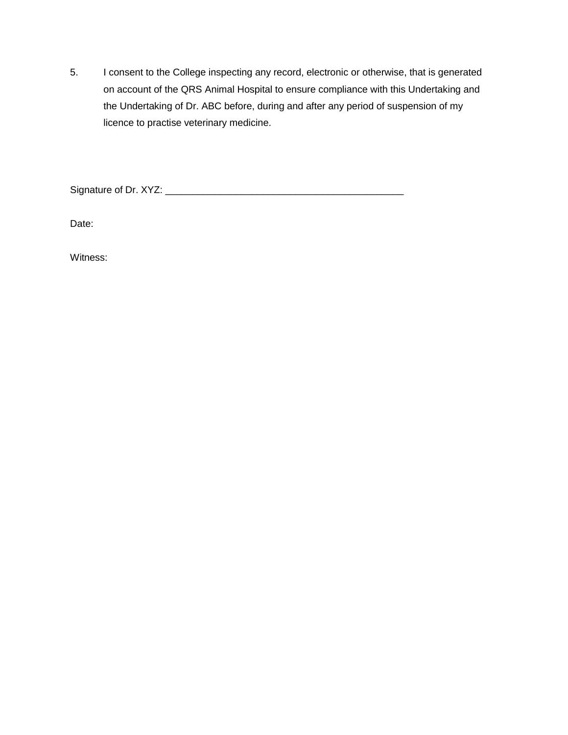5. I consent to the College inspecting any record, electronic or otherwise, that is generated on account of the QRS Animal Hospital to ensure compliance with this Undertaking and the Undertaking of Dr. ABC before, during and after any period of suspension of my licence to practise veterinary medicine.

Signature of Dr. XYZ: _____________________________________________

Date:

Witness: